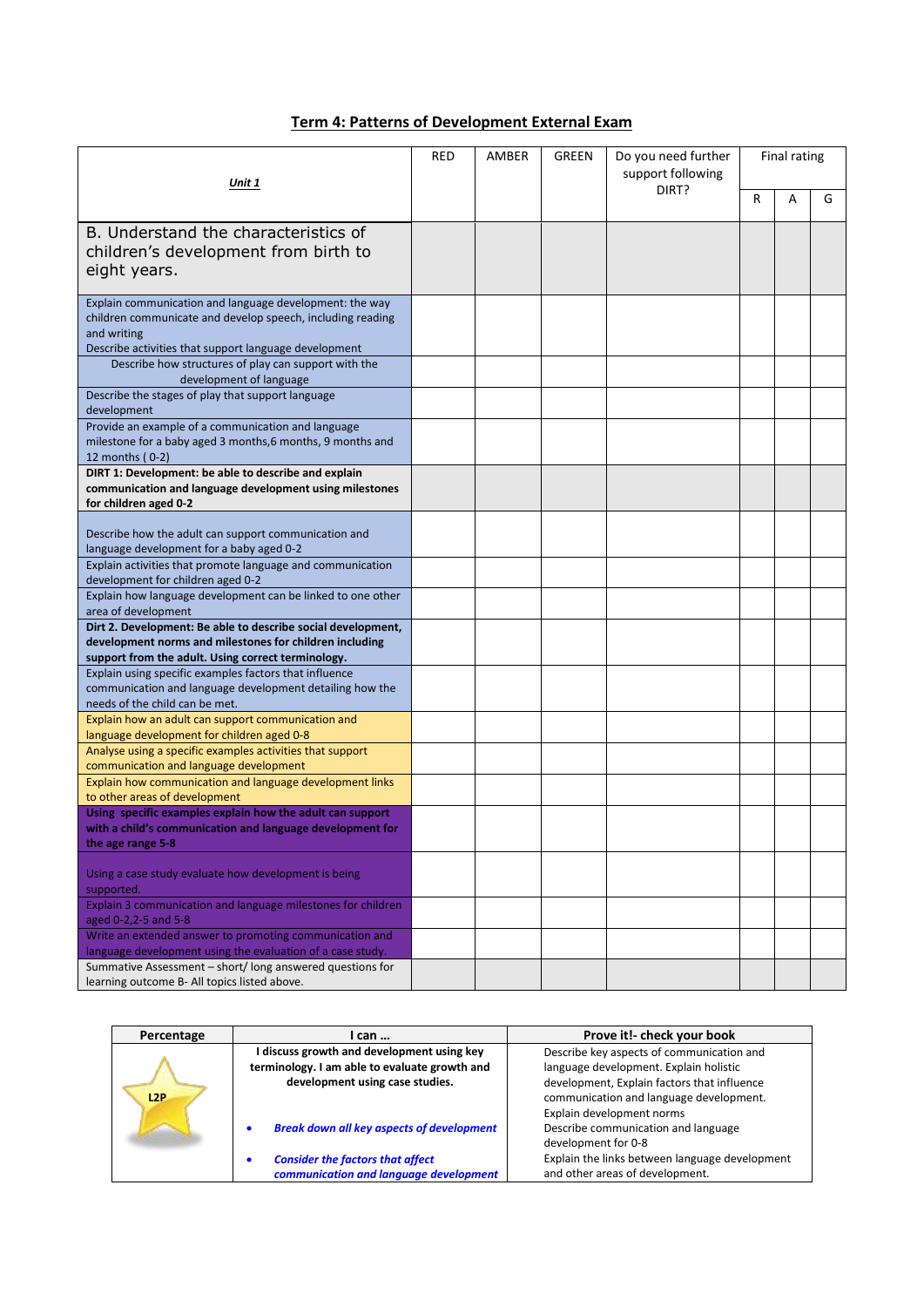## Term 4: Patterns of Development External Exam

| *Unit 1* | RED | AMBER | GREEN | Do you need further support following DIRT? | Final rating | | |
|---|---|---|---|---|---|---|---|
| | | | | | R | A | G |
| B. Understand the characteristics of children's development from birth to eight years. | | | | | | | |
| Explain communication and language development: the way children communicate and develop speech, including reading and writing<br>Describe activities that support language development | | | | | | | |
| Describe how structures of play can support with the development of language | | | | | | | |
| Describe the stages of play that support language development | | | | | | | |
| Provide an example of a communication and language milestone for a baby aged 3 months,6 months, 9 months and 12 months ( 0-2) | | | | | | | |
| **DIRT 1: Development: be able to describe and explain communication and language development using milestones for children aged 0-2** | | | | | | | |
| Describe how the adult can support communication and language development for a baby aged 0-2 | | | | | | | |
| Explain activities that promote language and communication development for children aged 0-2 | | | | | | | |
| Explain how language development can be linked to one other area of development | | | | | | | |
| **Dirt 2. Development: Be able to describe social development, development norms and milestones for children including support from the adult. Using correct terminology.** | | | | | | | |
| Explain using specific examples factors that influence communication and language development detailing how the needs of the child can be met. | | | | | | | |
| Explain how an adult can support communication and language development for children aged 0-8 | | | | | | | |
| Analyse using a specific examples activities that support communication and language development | | | | | | | |
| Explain how communication and language development links to other areas of development | | | | | | | |
| **Using specific examples explain how the adult can support with a child's communication and language development for the age range 5-8** | | | | | | | |
| Using a case study evaluate how development is being supported. | | | | | | | |
| Explain 3 communication and language milestones for children aged 0-2,2-5 and 5-8 | | | | | | | |
| Write an extended answer to promoting communication and language development using the evaluation of a case study. | | | | | | | |
| Summative Assessment – short/ long answered questions for learning outcome B- All topics listed above. | | | | | | | |

| Percentage | I can … | Prove it!- check your book |
|---|---|---|
| L2P | **I discuss growth and development using key terminology. I am able to evaluate growth and development using case studies.**<br>• ***Break down all key aspects of development***<br>• ***Consider the factors that affect communication and language development*** | Describe key aspects of communication and language development. Explain holistic development, Explain factors that influence communication and language development. Explain development norms<br>Describe communication and language development for 0-8<br>Explain the links between language development and other areas of development. |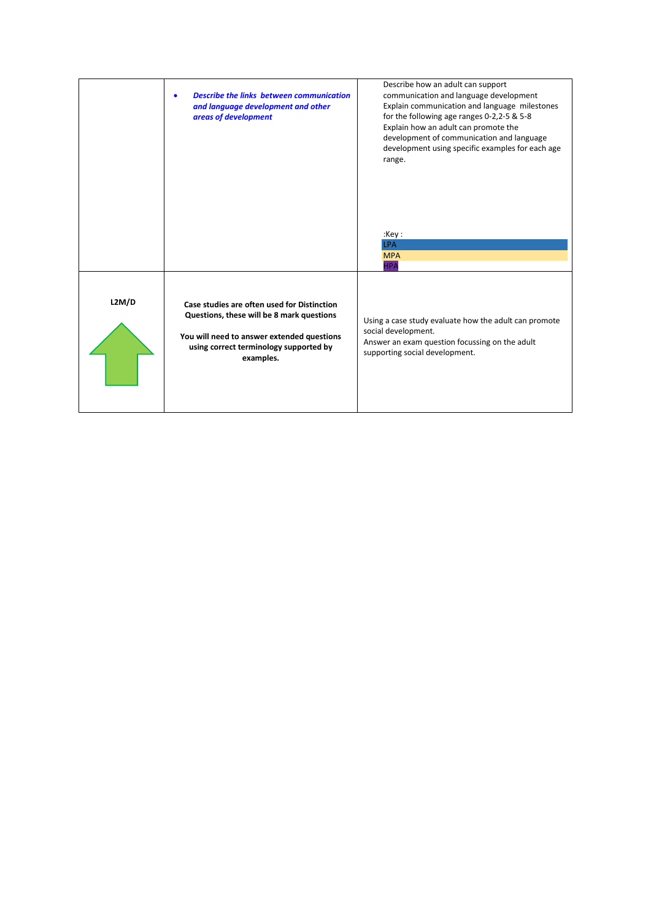| | | |
|---|---|---|
| | • ***Describe the links between communication and language development and other areas of development*** | Describe how an adult can support communication and language development<br>Explain communication and language milestones for the following age ranges 0-2,2-5 & 5-8<br>Explain how an adult can promote the development of communication and language development using specific examples for each age range.<br><br>:Key :<br>LPA<br>MPA<br>HPA |
| **L2M/D** | **Case studies are often used for Distinction Questions, these will be 8 mark questions**<br><br>**You will need to answer extended questions using correct terminology supported by examples.** | Using a case study evaluate how the adult can promote social development.<br>Answer an exam question focussing on the adult supporting social development. |